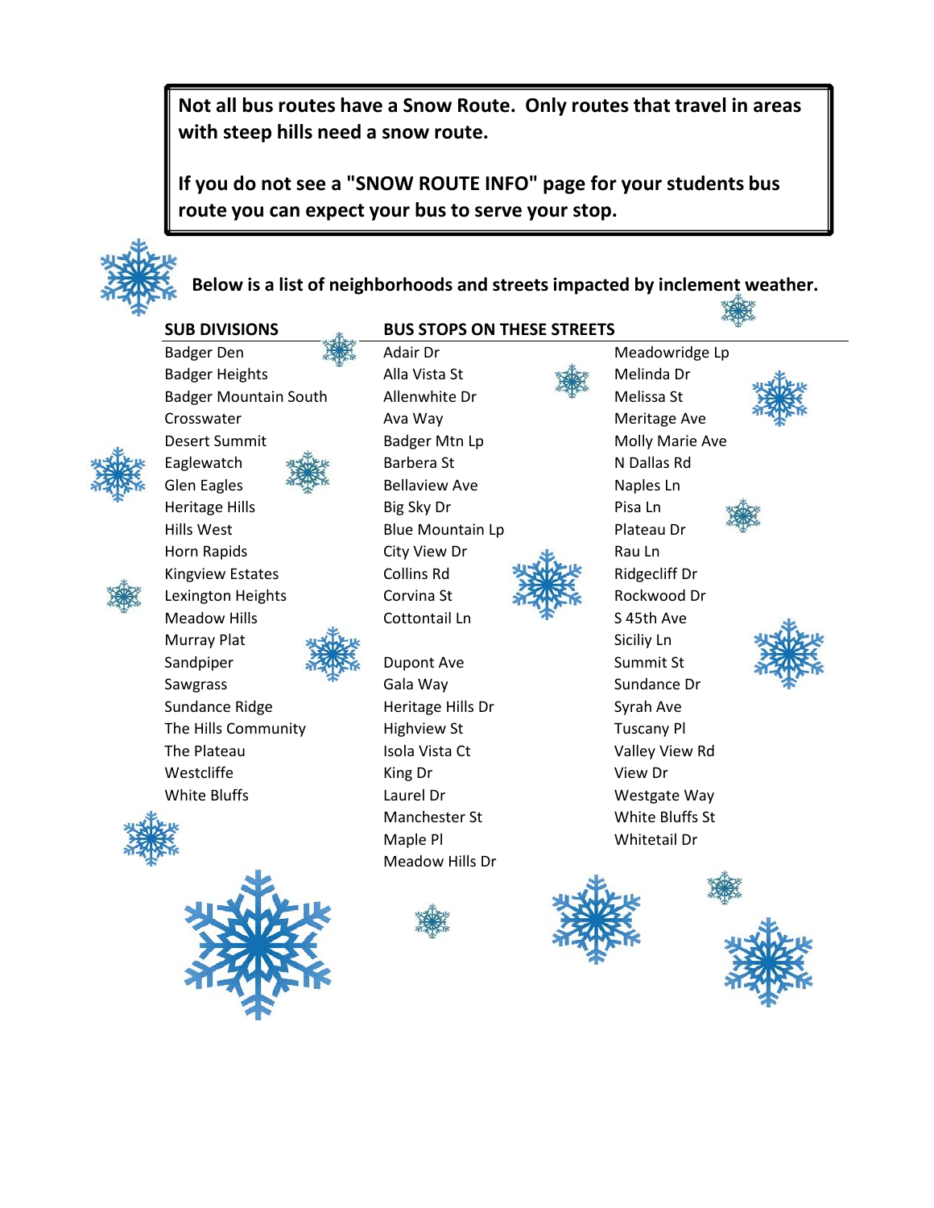**Not all bus routes have a Snow Route. Only routes that travel in areas with steep hills need a snow route.**

**If you do not see a "SNOW ROUTE INFO" page for your students bus route you can expect your bus to serve your stop.**

**Below is a list of neighborhoods and streets impacted by inclement weather.**

**SUB DIVISIONS**

- Badger Den
- Badger Heights
- Badger Mountain South
- Crosswater
- Desert Summit
- Eaglewatch
- Glen Eagles
- Heritage Hills
- Hills West
- Horn Rapids
- Kingview Estates
- Lexington Heights
- Meadow Hills
- Murray Plat
- Sandpiper
- Sawgrass
- Sundance Ridge
- The Hills Community
- The Plateau
- Westcliffe
- White Bluffs

**BUS STOPS ON THESE STREETS**

- Adair Dr
- Alla Vista St
- Allenwhite Dr
- Ava Way
- Badger Mtn Lp
- Barbera St
- Bellaview Ave
- Big Sky Dr
- Blue Mountain Lp
- City View Dr
- Collins Rd
- Corvina St
- Cottontail Ln
- Dupont Ave
- Gala Way
- Heritage Hills Dr
- Highview St
- Isola Vista Ct
- King Dr
- Laurel Dr
- Manchester St
- Maple Pl
- Meadow Hills Dr
- Meadowridge Lp
- Melinda Dr
- Melissa St
- Meritage Ave
- Molly Marie Ave
- N Dallas Rd
- Naples Ln
- Pisa Ln
- Plateau Dr
- Rau Ln
- Ridgecliff Dr
- Rockwood Dr
- S 45th Ave
- Siciliy Ln
- Summit St
- Sundance Dr
- Syrah Ave
- Tuscany Pl
- Valley View Rd
- View Dr
- Westgate Way
- White Bluffs St
- Whitetail Dr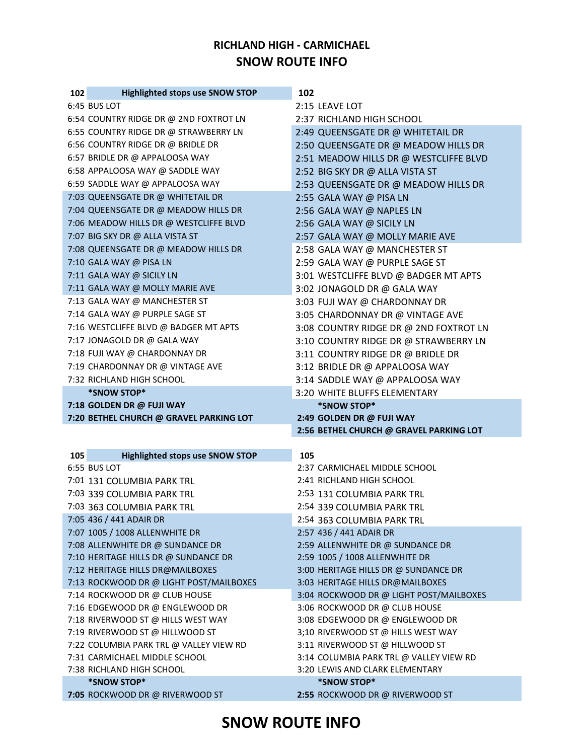# RICHLAND HIGH - CARMICHAEL

## SNOW ROUTE INFO

| 102 | Highlighted stops use SNOW STOP |
|---|---|
| 6:45 | BUS LOT |
| 6:54 | COUNTRY RIDGE DR @ 2ND FOXTROT LN |
| 6:55 | COUNTRY RIDGE DR @ STRAWBERRY LN |
| 6:56 | COUNTRY RIDGE DR @ BRIDLE DR |
| 6:57 | BRIDLE DR @ APPALOOSA WAY |
| 6:58 | APPALOOSA WAY @ SADDLE WAY |
| 6:59 | SADDLE WAY @ APPALOOSA WAY |
| 7:03 | QUEENSGATE DR @ WHITETAIL DR |
| 7:04 | QUEENSGATE DR @ MEADOW HILLS DR |
| 7:06 | MEADOW HILLS DR @ WESTCLIFFE BLVD |
| 7:07 | BIG SKY DR @ ALLA VISTA ST |
| 7:08 | QUEENSGATE DR @ MEADOW HILLS DR |
| 7:10 | GALA WAY @ PISA LN |
| 7:11 | GALA WAY @ SICILY LN |
| 7:11 | GALA WAY @ MOLLY MARIE AVE |
| 7:13 | GALA WAY @ MANCHESTER ST |
| 7:14 | GALA WAY @ PURPLE SAGE ST |
| 7:16 | WESTCLIFFE BLVD @ BADGER MT APTS |
| 7:17 | JONAGOLD DR @ GALA WAY |
| 7:18 | FUJI WAY @ CHARDONNAY DR |
| 7:19 | CHARDONNAY DR @ VINTAGE AVE |
| 7:32 | RICHLAND HIGH SCHOOL |
| | ***SNOW STOP*** |
| **7:18** | **GOLDEN DR @ FUJI WAY** |
| **7:20** | **BETHEL CHURCH @ GRAVEL PARKING LOT** |

| 102 | |
|---|---|
| 2:15 | LEAVE LOT |
| 2:37 | RICHLAND HIGH SCHOOL |
| 2:49 | QUEENSGATE DR @ WHITETAIL DR |
| 2:50 | QUEENSGATE DR @ MEADOW HILLS DR |
| 2:51 | MEADOW HILLS DR @ WESTCLIFFE BLVD |
| 2:52 | BIG SKY DR @ ALLA VISTA ST |
| 2:53 | QUEENSGATE DR @ MEADOW HILLS DR |
| 2:55 | GALA WAY @ PISA LN |
| 2:56 | GALA WAY @ NAPLES LN |
| 2:56 | GALA WAY @ SICILY LN |
| 2:57 | GALA WAY @ MOLLY MARIE AVE |
| 2:58 | GALA WAY @ MANCHESTER ST |
| 2:59 | GALA WAY @ PURPLE SAGE ST |
| 3:01 | WESTCLIFFE BLVD @ BADGER MT APTS |
| 3:02 | JONAGOLD DR @ GALA WAY |
| 3:03 | FUJI WAY @ CHARDONNAY DR |
| 3:05 | CHARDONNAY DR @ VINTAGE AVE |
| 3:08 | COUNTRY RIDGE DR @ 2ND FOXTROT LN |
| 3:10 | COUNTRY RIDGE DR @ STRAWBERRY LN |
| 3:11 | COUNTRY RIDGE DR @ BRIDLE DR |
| 3:12 | BRIDLE DR @ APPALOOSA WAY |
| 3:14 | SADDLE WAY @ APPALOOSA WAY |
| 3:20 | WHITE BLUFFS ELEMENTARY |
| | ***SNOW STOP*** |
| **2:49** | **GOLDEN DR @ FUJI WAY** |
| **2:56** | **BETHEL CHURCH @ GRAVEL PARKING LOT** |

| 105 | Highlighted stops use SNOW STOP |
|---|---|
| 6:55 | BUS LOT |
| 7:01 | 131 COLUMBIA PARK TRL |
| 7:03 | 339 COLUMBIA PARK TRL |
| 7:03 | 363 COLUMBIA PARK TRL |
| 7:05 | 436 / 441 ADAIR DR |
| 7:07 | 1005 / 1008 ALLENWHITE DR |
| 7:08 | ALLENWHITE DR @ SUNDANCE DR |
| 7:10 | HERITAGE HILLS DR @ SUNDANCE DR |
| 7:12 | HERITAGE HILLS DR@MAILBOXES |
| 7:13 | ROCKWOOD DR @ LIGHT POST/MAILBOXES |
| 7:14 | ROCKWOOD DR @ CLUB HOUSE |
| 7:16 | EDGEWOOD DR @ ENGLEWOOD DR |
| 7:18 | RIVERWOOD ST @ HILLS WEST WAY |
| 7:19 | RIVERWOOD ST @ HILLWOOD ST |
| 7:22 | COLUMBIA PARK TRL @ VALLEY VIEW RD |
| 7:31 | CARMICHAEL MIDDLE SCHOOL |
| 7:38 | RICHLAND HIGH SCHOOL |
| | ***SNOW STOP*** |
| **7:05** | ROCKWOOD DR @ RIVERWOOD ST |

| 105 | |
|---|---|
| 2:37 | CARMICHAEL MIDDLE SCHOOL |
| 2:41 | RICHLAND HIGH SCHOOL |
| 2:53 | 131 COLUMBIA PARK TRL |
| 2:54 | 339 COLUMBIA PARK TRL |
| 2:54 | 363 COLUMBIA PARK TRL |
| 2:57 | 436 / 441 ADAIR DR |
| 2:59 | ALLENWHITE DR @ SUNDANCE DR |
| 2:59 | 1005 / 1008 ALLENWHITE DR |
| 3:00 | HERITAGE HILLS DR @ SUNDANCE DR |
| 3:03 | HERITAGE HILLS DR@MAILBOXES |
| 3:04 | ROCKWOOD DR @ LIGHT POST/MAILBOXES |
| 3:06 | ROCKWOOD DR @ CLUB HOUSE |
| 3:08 | EDGEWOOD DR @ ENGLEWOOD DR |
| 3;10 | RIVERWOOD ST @ HILLS WEST WAY |
| 3:11 | RIVERWOOD ST @ HILLWOOD ST |
| 3:14 | COLUMBIA PARK TRL @ VALLEY VIEW RD |
| 3:20 | LEWIS AND CLARK ELEMENTARY |
| | ***SNOW STOP*** |
| **2:55** | ROCKWOOD DR @ RIVERWOOD ST |

# SNOW ROUTE INFO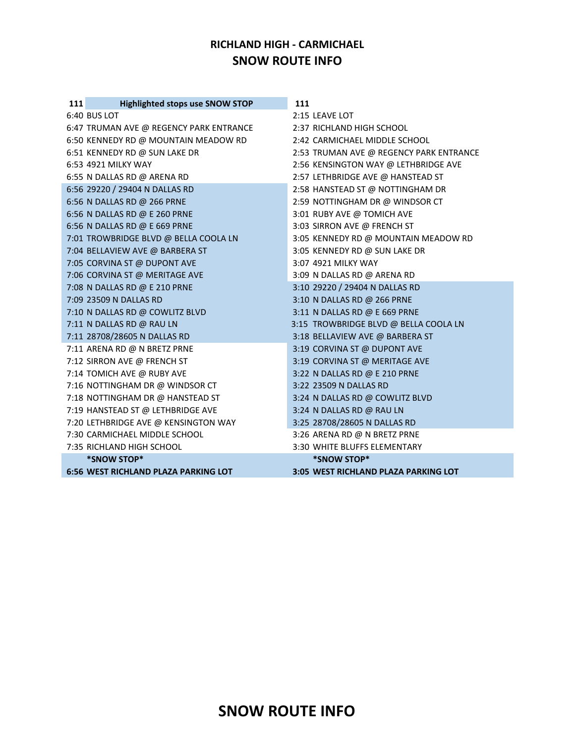# RICHLAND HIGH - CARMICHAEL

## SNOW ROUTE INFO

| 111 | Highlighted stops use SNOW STOP | 111 |
|---|---|---|
| 6:40 BUS LOT | | 2:15 LEAVE LOT |
| 6:47 TRUMAN AVE @ REGENCY PARK ENTRANCE | | 2:37 RICHLAND HIGH SCHOOL |
| 6:50 KENNEDY RD @ MOUNTAIN MEADOW RD | | 2:42 CARMICHAEL MIDDLE SCHOOL |
| 6:51 KENNEDY RD @ SUN LAKE DR | | 2:53 TRUMAN AVE @ REGENCY PARK ENTRANCE |
| 6:53 4921 MILKY WAY | | 2:56 KENSINGTON WAY @ LETHBRIDGE AVE |
| 6:55 N DALLAS RD @ ARENA RD | | 2:57 LETHBRIDGE AVE @ HANSTEAD ST |
| 6:56 29220 / 29404 N DALLAS RD | | 2:58 HANSTEAD ST @ NOTTINGHAM DR |
| 6:56 N DALLAS RD @ 266 PRNE | | 2:59 NOTTINGHAM DR @ WINDSOR CT |
| 6:56 N DALLAS RD @ E 260 PRNE | | 3:01 RUBY AVE @ TOMICH AVE |
| 6:56 N DALLAS RD @ E 669 PRNE | | 3:03 SIRRON AVE @ FRENCH ST |
| 7:01 TROWBRIDGE BLVD @ BELLA COOLA LN | | 3:05 KENNEDY RD @ MOUNTAIN MEADOW RD |
| 7:04 BELLAVIEW AVE @ BARBERA ST | | 3:05 KENNEDY RD @ SUN LAKE DR |
| 7:05 CORVINA ST @ DUPONT AVE | | 3:07 4921 MILKY WAY |
| 7:06 CORVINA ST @ MERITAGE AVE | | 3:09 N DALLAS RD @ ARENA RD |
| 7:08 N DALLAS RD @ E 210 PRNE | | 3:10 29220 / 29404 N DALLAS RD |
| 7:09 23509 N DALLAS RD | | 3:10 N DALLAS RD @ 266 PRNE |
| 7:10 N DALLAS RD @ COWLITZ BLVD | | 3:11 N DALLAS RD @ E 669 PRNE |
| 7:11 N DALLAS RD @ RAU LN | | 3:15 TROWBRIDGE BLVD @ BELLA COOLA LN |
| 7:11 28708/28605 N DALLAS RD | | 3:18 BELLAVIEW AVE @ BARBERA ST |
| 7:11 ARENA RD @ N BRETZ PRNE | | 3:19 CORVINA ST @ DUPONT AVE |
| 7:12 SIRRON AVE @ FRENCH ST | | 3:19 CORVINA ST @ MERITAGE AVE |
| 7:14 TOMICH AVE @ RUBY AVE | | 3:22 N DALLAS RD @ E 210 PRNE |
| 7:16 NOTTINGHAM DR @ WINDSOR CT | | 3:22 23509 N DALLAS RD |
| 7:18 NOTTINGHAM DR @ HANSTEAD ST | | 3:24 N DALLAS RD @ COWLITZ BLVD |
| 7:19 HANSTEAD ST @ LETHBRIDGE AVE | | 3:24 N DALLAS RD @ RAU LN |
| 7:20 LETHBRIDGE AVE @ KENSINGTON WAY | | 3:25 28708/28605 N DALLAS RD |
| 7:30 CARMICHAEL MIDDLE SCHOOL | | 3:26 ARENA RD @ N BRETZ PRNE |
| 7:35 RICHLAND HIGH SCHOOL | | 3:30 WHITE BLUFFS ELEMENTARY |
| **\*SNOW STOP\*** | | **\*SNOW STOP\*** |
| **6:56 WEST RICHLAND PLAZA PARKING LOT** | | **3:05 WEST RICHLAND PLAZA PARKING LOT** |

## SNOW ROUTE INFO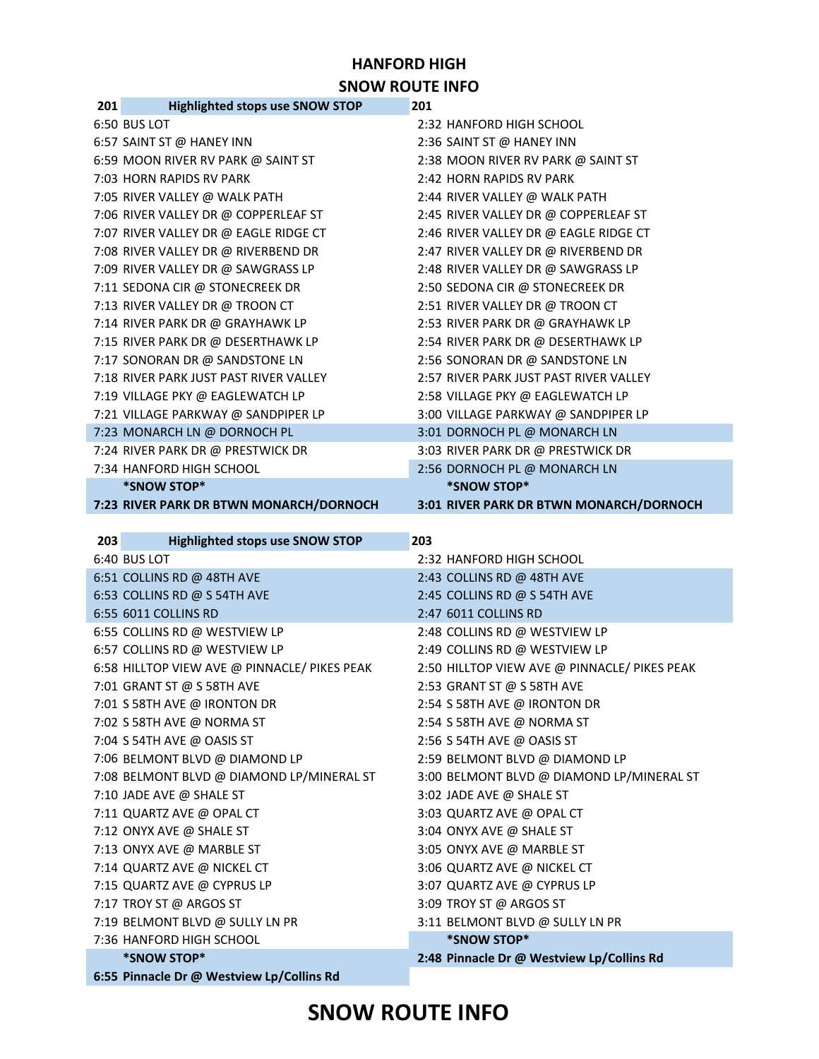# HANFORD HIGH

## SNOW ROUTE INFO

| 201 | Highlighted stops use SNOW STOP | 201 |
|---|---|---|
| 6:50 BUS LOT | | 2:32 HANFORD HIGH SCHOOL |
| 6:57 SAINT ST @ HANEY INN | | 2:36 SAINT ST @ HANEY INN |
| 6:59 MOON RIVER RV PARK @ SAINT ST | | 2:38 MOON RIVER RV PARK @ SAINT ST |
| 7:03 HORN RAPIDS RV PARK | | 2:42 HORN RAPIDS RV PARK |
| 7:05 RIVER VALLEY @ WALK PATH | | 2:44 RIVER VALLEY @ WALK PATH |
| 7:06 RIVER VALLEY DR @ COPPERLEAF ST | | 2:45 RIVER VALLEY DR @ COPPERLEAF ST |
| 7:07 RIVER VALLEY DR @ EAGLE RIDGE CT | | 2:46 RIVER VALLEY DR @ EAGLE RIDGE CT |
| 7:08 RIVER VALLEY DR @ RIVERBEND DR | | 2:47 RIVER VALLEY DR @ RIVERBEND DR |
| 7:09 RIVER VALLEY DR @ SAWGRASS LP | | 2:48 RIVER VALLEY DR @ SAWGRASS LP |
| 7:11 SEDONA CIR @ STONECREEK DR | | 2:50 SEDONA CIR @ STONECREEK DR |
| 7:13 RIVER VALLEY DR @ TROON CT | | 2:51 RIVER VALLEY DR @ TROON CT |
| 7:14 RIVER PARK DR @ GRAYHAWK LP | | 2:53 RIVER PARK DR @ GRAYHAWK LP |
| 7:15 RIVER PARK DR @ DESERTHAWK LP | | 2:54 RIVER PARK DR @ DESERTHAWK LP |
| 7:17 SONORAN DR @ SANDSTONE LN | | 2:56 SONORAN DR @ SANDSTONE LN |
| 7:18 RIVER PARK JUST PAST RIVER VALLEY | | 2:57 RIVER PARK JUST PAST RIVER VALLEY |
| 7:19 VILLAGE PKY @ EAGLEWATCH LP | | 2:58 VILLAGE PKY @ EAGLEWATCH LP |
| 7:21 VILLAGE PARKWAY @ SANDPIPER LP | | 3:00 VILLAGE PARKWAY @ SANDPIPER LP |
| 7:23 MONARCH LN @ DORNOCH PL | | 3:01 DORNOCH PL @ MONARCH LN |
| 7:24 RIVER PARK DR @ PRESTWICK DR | | 3:03 RIVER PARK DR @ PRESTWICK DR |
| 7:34 HANFORD HIGH SCHOOL | | 2:56 DORNOCH PL @ MONARCH LN |
| ***SNOW STOP*** | | ***SNOW STOP*** |
| **7:23 RIVER PARK DR BTWN MONARCH/DORNOCH** | | **3:01 RIVER PARK DR BTWN MONARCH/DORNOCH** |

| 203 | Highlighted stops use SNOW STOP | 203 |
|---|---|---|
| 6:40 BUS LOT | | 2:32 HANFORD HIGH SCHOOL |
| 6:51 COLLINS RD @ 48TH AVE | | 2:43 COLLINS RD @ 48TH AVE |
| 6:53 COLLINS RD @ S 54TH AVE | | 2:45 COLLINS RD @ S 54TH AVE |
| 6:55 6011 COLLINS RD | | 2:47 6011 COLLINS RD |
| 6:55 COLLINS RD @ WESTVIEW LP | | 2:48 COLLINS RD @ WESTVIEW LP |
| 6:57 COLLINS RD @ WESTVIEW LP | | 2:49 COLLINS RD @ WESTVIEW LP |
| 6:58 HILLTOP VIEW AVE @ PINNACLE/ PIKES PEAK | | 2:50 HILLTOP VIEW AVE @ PINNACLE/ PIKES PEAK |
| 7:01 GRANT ST @ S 58TH AVE | | 2:53 GRANT ST @ S 58TH AVE |
| 7:01 S 58TH AVE @ IRONTON DR | | 2:54 S 58TH AVE @ IRONTON DR |
| 7:02 S 58TH AVE @ NORMA ST | | 2:54 S 58TH AVE @ NORMA ST |
| 7:04 S 54TH AVE @ OASIS ST | | 2:56 S 54TH AVE @ OASIS ST |
| 7:06 BELMONT BLVD @ DIAMOND LP | | 2:59 BELMONT BLVD @ DIAMOND LP |
| 7:08 BELMONT BLVD @ DIAMOND LP/MINERAL ST | | 3:00 BELMONT BLVD @ DIAMOND LP/MINERAL ST |
| 7:10 JADE AVE @ SHALE ST | | 3:02 JADE AVE @ SHALE ST |
| 7:11 QUARTZ AVE @ OPAL CT | | 3:03 QUARTZ AVE @ OPAL CT |
| 7:12 ONYX AVE @ SHALE ST | | 3:04 ONYX AVE @ SHALE ST |
| 7:13 ONYX AVE @ MARBLE ST | | 3:05 ONYX AVE @ MARBLE ST |
| 7:14 QUARTZ AVE @ NICKEL CT | | 3:06 QUARTZ AVE @ NICKEL CT |
| 7:15 QUARTZ AVE @ CYPRUS LP | | 3:07 QUARTZ AVE @ CYPRUS LP |
| 7:17 TROY ST @ ARGOS ST | | 3:09 TROY ST @ ARGOS ST |
| 7:19 BELMONT BLVD @ SULLY LN PR | | 3:11 BELMONT BLVD @ SULLY LN PR |
| 7:36 HANFORD HIGH SCHOOL | | ***SNOW STOP*** |
| ***SNOW STOP*** | | **2:48 Pinnacle Dr @ Westview Lp/Collins Rd** |
| **6:55 Pinnacle Dr @ Westview Lp/Collins Rd** | | |

# SNOW ROUTE INFO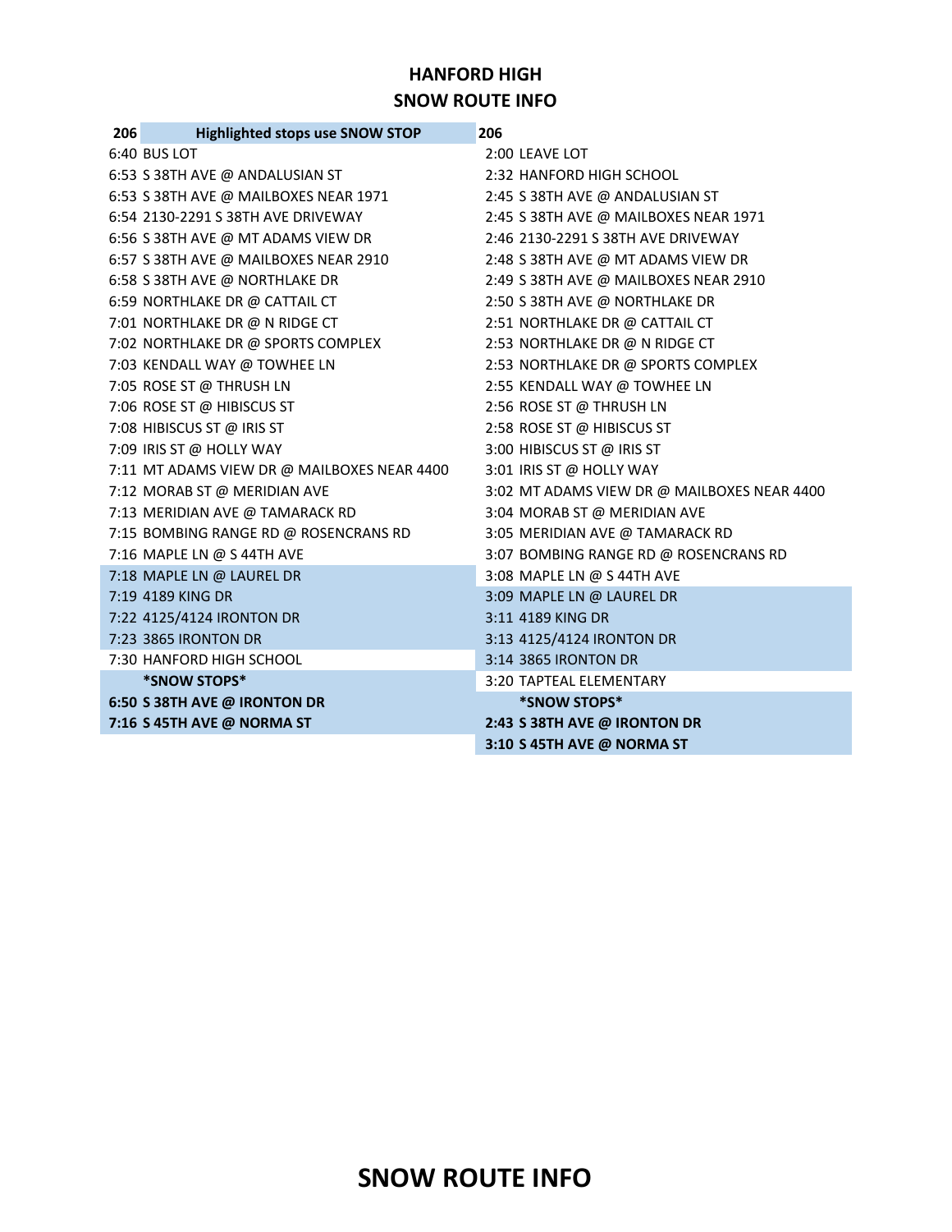## HANFORD HIGH
## SNOW ROUTE INFO

| 206 | Highlighted stops use SNOW STOP | 206 | |
|---|---|---|---|
| 6:40 | BUS LOT | 2:00 | LEAVE LOT |
| 6:53 | S 38TH AVE @ ANDALUSIAN ST | 2:32 | HANFORD HIGH SCHOOL |
| 6:53 | S 38TH AVE @ MAILBOXES NEAR 1971 | 2:45 | S 38TH AVE @ ANDALUSIAN ST |
| 6:54 | 2130-2291 S 38TH AVE DRIVEWAY | 2:45 | S 38TH AVE @ MAILBOXES NEAR 1971 |
| 6:56 | S 38TH AVE @ MT ADAMS VIEW DR | 2:46 | 2130-2291 S 38TH AVE DRIVEWAY |
| 6:57 | S 38TH AVE @ MAILBOXES NEAR 2910 | 2:48 | S 38TH AVE @ MT ADAMS VIEW DR |
| 6:58 | S 38TH AVE @ NORTHLAKE DR | 2:49 | S 38TH AVE @ MAILBOXES NEAR 2910 |
| 6:59 | NORTHLAKE DR @ CATTAIL CT | 2:50 | S 38TH AVE @ NORTHLAKE DR |
| 7:01 | NORTHLAKE DR @ N RIDGE CT | 2:51 | NORTHLAKE DR @ CATTAIL CT |
| 7:02 | NORTHLAKE DR @ SPORTS COMPLEX | 2:53 | NORTHLAKE DR @ N RIDGE CT |
| 7:03 | KENDALL WAY @ TOWHEE LN | 2:53 | NORTHLAKE DR @ SPORTS COMPLEX |
| 7:05 | ROSE ST @ THRUSH LN | 2:55 | KENDALL WAY @ TOWHEE LN |
| 7:06 | ROSE ST @ HIBISCUS ST | 2:56 | ROSE ST @ THRUSH LN |
| 7:08 | HIBISCUS ST @ IRIS ST | 2:58 | ROSE ST @ HIBISCUS ST |
| 7:09 | IRIS ST @ HOLLY WAY | 3:00 | HIBISCUS ST @ IRIS ST |
| 7:11 | MT ADAMS VIEW DR @ MAILBOXES NEAR 4400 | 3:01 | IRIS ST @ HOLLY WAY |
| 7:12 | MORAB ST @ MERIDIAN AVE | 3:02 | MT ADAMS VIEW DR @ MAILBOXES NEAR 4400 |
| 7:13 | MERIDIAN AVE @ TAMARACK RD | 3:04 | MORAB ST @ MERIDIAN AVE |
| 7:15 | BOMBING RANGE RD @ ROSENCRANS RD | 3:05 | MERIDIAN AVE @ TAMARACK RD |
| 7:16 | MAPLE LN @ S 44TH AVE | 3:07 | BOMBING RANGE RD @ ROSENCRANS RD |
| 7:18 | MAPLE LN @ LAUREL DR | 3:08 | MAPLE LN @ S 44TH AVE |
| 7:19 | 4189 KING DR | 3:09 | MAPLE LN @ LAUREL DR |
| 7:22 | 4125/4124 IRONTON DR | 3:11 | 4189 KING DR |
| 7:23 | 3865 IRONTON DR | 3:13 | 4125/4124 IRONTON DR |
| 7:30 | HANFORD HIGH SCHOOL | 3:14 | 3865 IRONTON DR |
| | **\*SNOW STOPS\*** | 3:20 | TAPTEAL ELEMENTARY |
| **6:50** | **S 38TH AVE @ IRONTON DR** | | **\*SNOW STOPS\*** |
| **7:16** | **S 45TH AVE @ NORMA ST** | **2:43** | **S 38TH AVE @ IRONTON DR** |
| | | **3:10** | **S 45TH AVE @ NORMA ST** |

# SNOW ROUTE INFO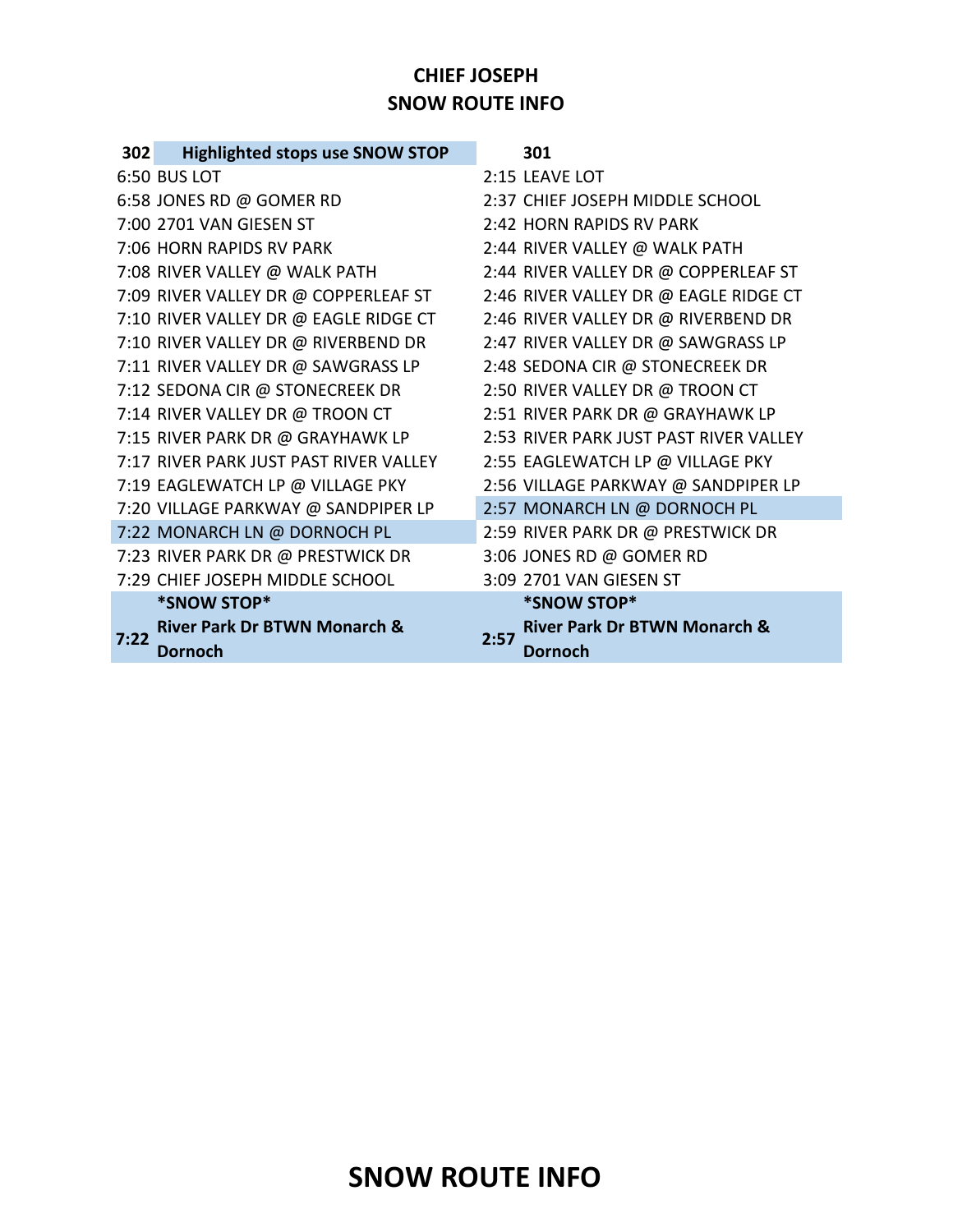# CHIEF JOSEPH
# SNOW ROUTE INFO

| 302 | Highlighted stops use SNOW STOP | | 301 |
|---|---|---|---|
| 6:50 | BUS LOT | 2:15 | LEAVE LOT |
| 6:58 | JONES RD @ GOMER RD | 2:37 | CHIEF JOSEPH MIDDLE SCHOOL |
| 7:00 | 2701 VAN GIESEN ST | 2:42 | HORN RAPIDS RV PARK |
| 7:06 | HORN RAPIDS RV PARK | 2:44 | RIVER VALLEY @ WALK PATH |
| 7:08 | RIVER VALLEY @ WALK PATH | 2:44 | RIVER VALLEY DR @ COPPERLEAF ST |
| 7:09 | RIVER VALLEY DR @ COPPERLEAF ST | 2:46 | RIVER VALLEY DR @ EAGLE RIDGE CT |
| 7:10 | RIVER VALLEY DR @ EAGLE RIDGE CT | 2:46 | RIVER VALLEY DR @ RIVERBEND DR |
| 7:10 | RIVER VALLEY DR @ RIVERBEND DR | 2:47 | RIVER VALLEY DR @ SAWGRASS LP |
| 7:11 | RIVER VALLEY DR @ SAWGRASS LP | 2:48 | SEDONA CIR @ STONECREEK DR |
| 7:12 | SEDONA CIR @ STONECREEK DR | 2:50 | RIVER VALLEY DR @ TROON CT |
| 7:14 | RIVER VALLEY DR @ TROON CT | 2:51 | RIVER PARK DR @ GRAYHAWK LP |
| 7:15 | RIVER PARK DR @ GRAYHAWK LP | 2:53 | RIVER PARK JUST PAST RIVER VALLEY |
| 7:17 | RIVER PARK JUST PAST RIVER VALLEY | 2:55 | EAGLEWATCH LP @ VILLAGE PKY |
| 7:19 | EAGLEWATCH LP @ VILLAGE PKY | 2:56 | VILLAGE PARKWAY @ SANDPIPER LP |
| 7:20 | VILLAGE PARKWAY @ SANDPIPER LP | 2:57 | MONARCH LN @ DORNOCH PL |
| 7:22 | MONARCH LN @ DORNOCH PL | 2:59 | RIVER PARK DR @ PRESTWICK DR |
| 7:23 | RIVER PARK DR @ PRESTWICK DR | 3:06 | JONES RD @ GOMER RD |
| 7:29 | CHIEF JOSEPH MIDDLE SCHOOL | 3:09 | 2701 VAN GIESEN ST |
| **7:22** | ***SNOW STOP*** **River Park Dr BTWN Monarch & Dornoch** | **2:57** | ***SNOW STOP*** **River Park Dr BTWN Monarch & Dornoch** |

# SNOW ROUTE INFO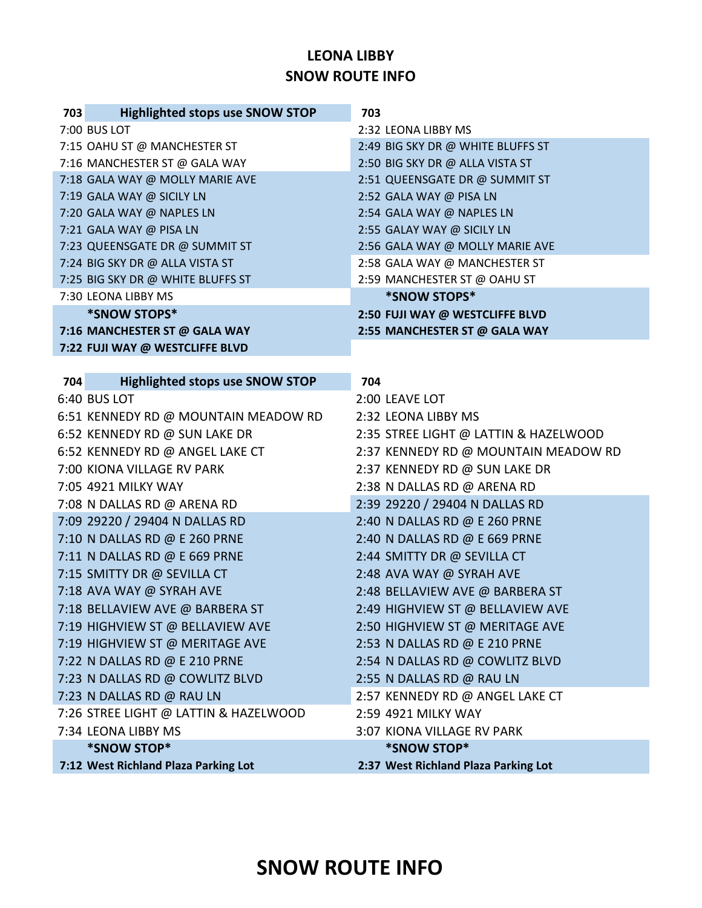# LEONA LIBBY
# SNOW ROUTE INFO

| 703 Highlighted stops use SNOW STOP | 703 |
|---|---|
| 7:00 BUS LOT | 2:32 LEONA LIBBY MS |
| 7:15 OAHU ST @ MANCHESTER ST | 2:49 BIG SKY DR @ WHITE BLUFFS ST |
| 7:16 MANCHESTER ST @ GALA WAY | 2:50 BIG SKY DR @ ALLA VISTA ST |
| 7:18 GALA WAY @ MOLLY MARIE AVE | 2:51 QUEENSGATE DR @ SUMMIT ST |
| 7:19 GALA WAY @ SICILY LN | 2:52 GALA WAY @ PISA LN |
| 7:20 GALA WAY @ NAPLES LN | 2:54 GALA WAY @ NAPLES LN |
| 7:21 GALA WAY @ PISA LN | 2:55 GALAY WAY @ SICILY LN |
| 7:23 QUEENSGATE DR @ SUMMIT ST | 2:56 GALA WAY @ MOLLY MARIE AVE |
| 7:24 BIG SKY DR @ ALLA VISTA ST | 2:58 GALA WAY @ MANCHESTER ST |
| 7:25 BIG SKY DR @ WHITE BLUFFS ST | 2:59 MANCHESTER ST @ OAHU ST |
| 7:30 LEONA LIBBY MS | **\*SNOW STOPS\*** |
| **\*SNOW STOPS\*** | **2:50 FUJI WAY @ WESTCLIFFE BLVD** |
| **7:16 MANCHESTER ST @ GALA WAY** | **2:55 MANCHESTER ST @ GALA WAY** |
| **7:22 FUJI WAY @ WESTCLIFFE BLVD** | |

| 704 Highlighted stops use SNOW STOP | 704 |
|---|---|
| 6:40 BUS LOT | 2:00 LEAVE LOT |
| 6:51 KENNEDY RD @ MOUNTAIN MEADOW RD | 2:32 LEONA LIBBY MS |
| 6:52 KENNEDY RD @ SUN LAKE DR | 2:35 STREE LIGHT @ LATTIN & HAZELWOOD |
| 6:52 KENNEDY RD @ ANGEL LAKE CT | 2:37 KENNEDY RD @ MOUNTAIN MEADOW RD |
| 7:00 KIONA VILLAGE RV PARK | 2:37 KENNEDY RD @ SUN LAKE DR |
| 7:05 4921 MILKY WAY | 2:38 N DALLAS RD @ ARENA RD |
| 7:08 N DALLAS RD @ ARENA RD | 2:39 29220 / 29404 N DALLAS RD |
| 7:09 29220 / 29404 N DALLAS RD | 2:40 N DALLAS RD @ E 260 PRNE |
| 7:10 N DALLAS RD @ E 260 PRNE | 2:40 N DALLAS RD @ E 669 PRNE |
| 7:11 N DALLAS RD @ E 669 PRNE | 2:44 SMITTY DR @ SEVILLA CT |
| 7:15 SMITTY DR @ SEVILLA CT | 2:48 AVA WAY @ SYRAH AVE |
| 7:18 AVA WAY @ SYRAH AVE | 2:48 BELLAVIEW AVE @ BARBERA ST |
| 7:18 BELLAVIEW AVE @ BARBERA ST | 2:49 HIGHVIEW ST @ BELLAVIEW AVE |
| 7:19 HIGHVIEW ST @ BELLAVIEW AVE | 2:50 HIGHVIEW ST @ MERITAGE AVE |
| 7:19 HIGHVIEW ST @ MERITAGE AVE | 2:53 N DALLAS RD @ E 210 PRNE |
| 7:22 N DALLAS RD @ E 210 PRNE | 2:54 N DALLAS RD @ COWLITZ BLVD |
| 7:23 N DALLAS RD @ COWLITZ BLVD | 2:55 N DALLAS RD @ RAU LN |
| 7:23 N DALLAS RD @ RAU LN | 2:57 KENNEDY RD @ ANGEL LAKE CT |
| 7:26 STREE LIGHT @ LATTIN & HAZELWOOD | 2:59 4921 MILKY WAY |
| 7:34 LEONA LIBBY MS | 3:07 KIONA VILLAGE RV PARK |
| **\*SNOW STOP\*** | **\*SNOW STOP\*** |
| **7:12 West Richland Plaza Parking Lot** | **2:37 West Richland Plaza Parking Lot** |

# SNOW ROUTE INFO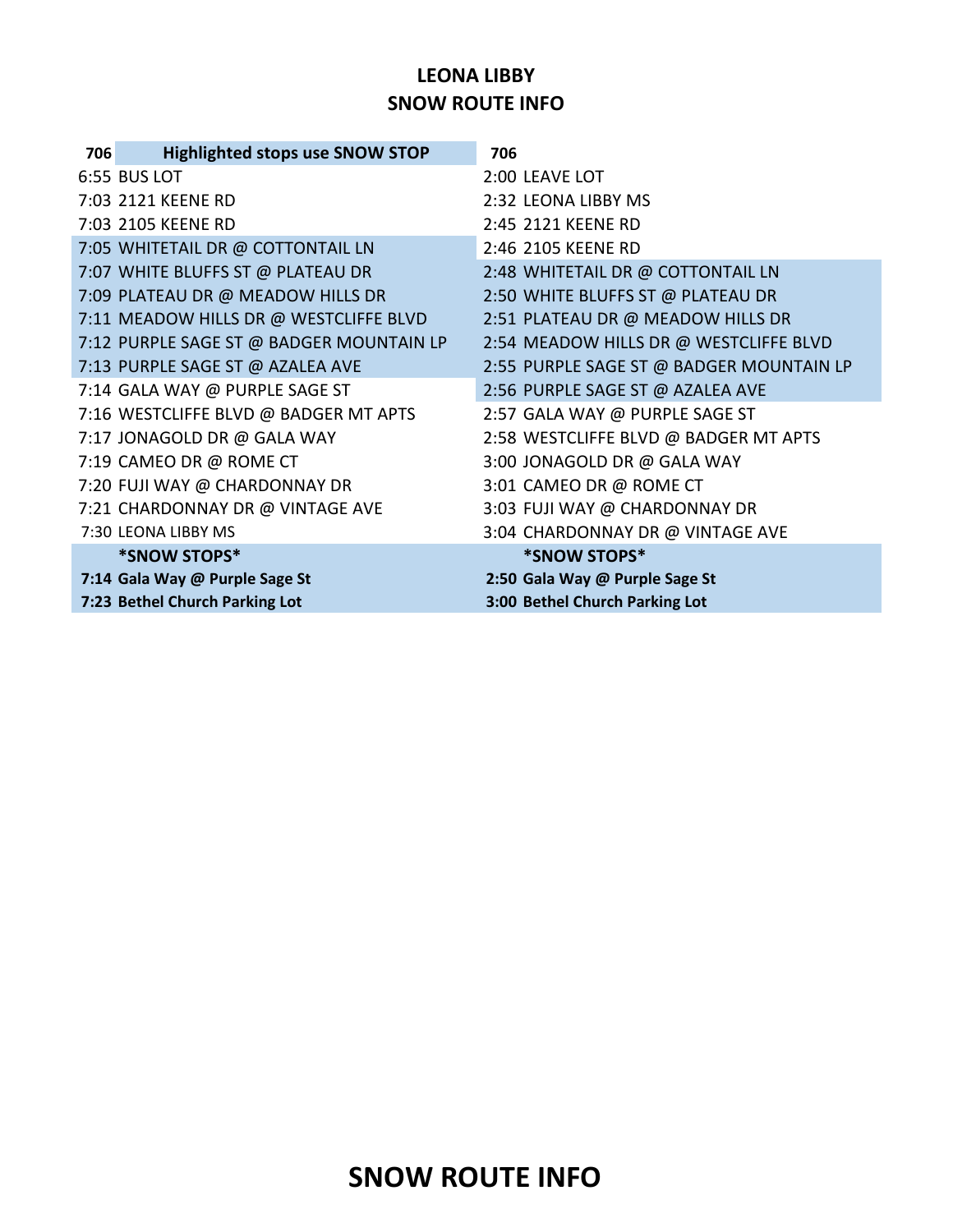# LEONA LIBBY
# SNOW ROUTE INFO

| 706 Highlighted stops use SNOW STOP | 706 |
|---|---|
| 6:55 BUS LOT | 2:00 LEAVE LOT |
| 7:03 2121 KEENE RD | 2:32 LEONA LIBBY MS |
| 7:03 2105 KEENE RD | 2:45 2121 KEENE RD |
| 7:05 WHITETAIL DR @ COTTONTAIL LN | 2:46 2105 KEENE RD |
| 7:07 WHITE BLUFFS ST @ PLATEAU DR | 2:48 WHITETAIL DR @ COTTONTAIL LN |
| 7:09 PLATEAU DR @ MEADOW HILLS DR | 2:50 WHITE BLUFFS ST @ PLATEAU DR |
| 7:11 MEADOW HILLS DR @ WESTCLIFFE BLVD | 2:51 PLATEAU DR @ MEADOW HILLS DR |
| 7:12 PURPLE SAGE ST @ BADGER MOUNTAIN LP | 2:54 MEADOW HILLS DR @ WESTCLIFFE BLVD |
| 7:13 PURPLE SAGE ST @ AZALEA AVE | 2:55 PURPLE SAGE ST @ BADGER MOUNTAIN LP |
| 7:14 GALA WAY @ PURPLE SAGE ST | 2:56 PURPLE SAGE ST @ AZALEA AVE |
| 7:16 WESTCLIFFE BLVD @ BADGER MT APTS | 2:57 GALA WAY @ PURPLE SAGE ST |
| 7:17 JONAGOLD DR @ GALA WAY | 2:58 WESTCLIFFE BLVD @ BADGER MT APTS |
| 7:19 CAMEO DR @ ROME CT | 3:00 JONAGOLD DR @ GALA WAY |
| 7:20 FUJI WAY @ CHARDONNAY DR | 3:01 CAMEO DR @ ROME CT |
| 7:21 CHARDONNAY DR @ VINTAGE AVE | 3:03 FUJI WAY @ CHARDONNAY DR |
| 7:30 LEONA LIBBY MS | 3:04 CHARDONNAY DR @ VINTAGE AVE |
| **\*SNOW STOPS\*** | **\*SNOW STOPS\*** |
| **7:14 Gala Way @ Purple Sage St** | **2:50 Gala Way @ Purple Sage St** |
| **7:23 Bethel Church Parking Lot** | **3:00 Bethel Church Parking Lot** |

# SNOW ROUTE INFO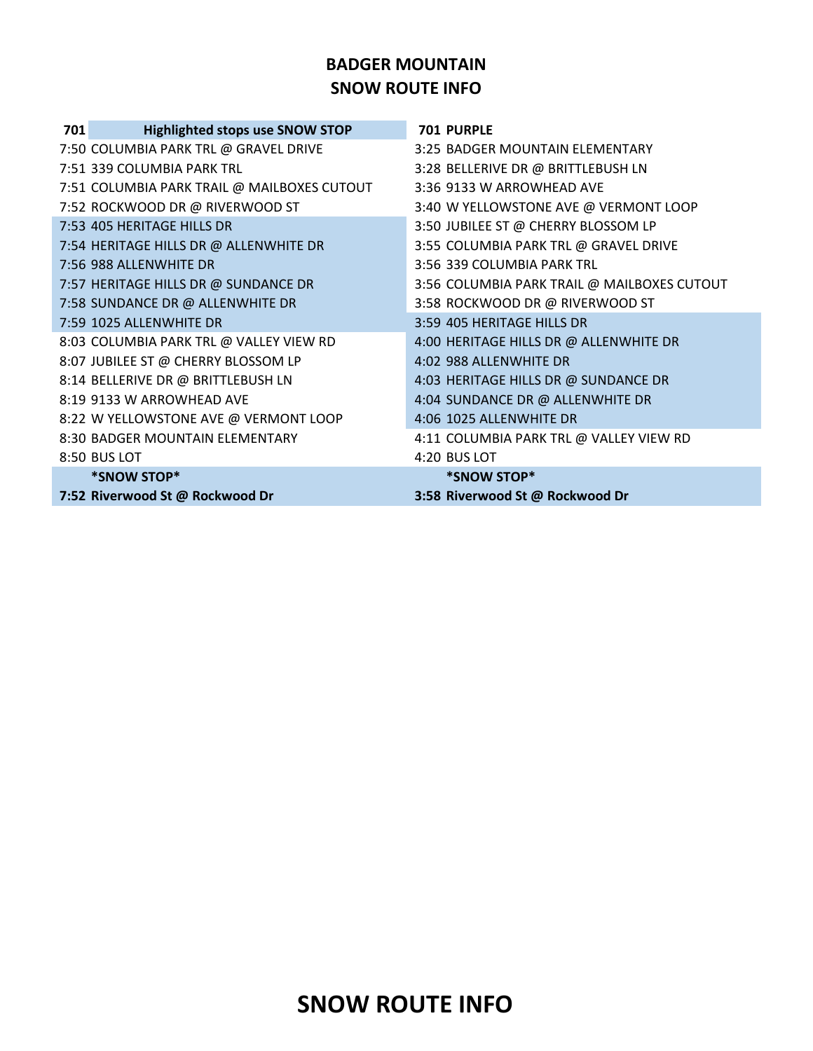# BADGER MOUNTAIN
# SNOW ROUTE INFO

| 701 Highlighted stops use SNOW STOP | 701 PURPLE |
|---|---|
| 7:50 COLUMBIA PARK TRL @ GRAVEL DRIVE | 3:25 BADGER MOUNTAIN ELEMENTARY |
| 7:51 339 COLUMBIA PARK TRL | 3:28 BELLERIVE DR @ BRITTLEBUSH LN |
| 7:51 COLUMBIA PARK TRAIL @ MAILBOXES CUTOUT | 3:36 9133 W ARROWHEAD AVE |
| 7:52 ROCKWOOD DR @ RIVERWOOD ST | 3:40 W YELLOWSTONE AVE @ VERMONT LOOP |
| 7:53 405 HERITAGE HILLS DR | 3:50 JUBILEE ST @ CHERRY BLOSSOM LP |
| 7:54 HERITAGE HILLS DR @ ALLENWHITE DR | 3:55 COLUMBIA PARK TRL @ GRAVEL DRIVE |
| 7:56 988 ALLENWHITE DR | 3:56 339 COLUMBIA PARK TRL |
| 7:57 HERITAGE HILLS DR @ SUNDANCE DR | 3:56 COLUMBIA PARK TRAIL @ MAILBOXES CUTOUT |
| 7:58 SUNDANCE DR @ ALLENWHITE DR | 3:58 ROCKWOOD DR @ RIVERWOOD ST |
| 7:59 1025 ALLENWHITE DR | 3:59 405 HERITAGE HILLS DR |
| 8:03 COLUMBIA PARK TRL @ VALLEY VIEW RD | 4:00 HERITAGE HILLS DR @ ALLENWHITE DR |
| 8:07 JUBILEE ST @ CHERRY BLOSSOM LP | 4:02 988 ALLENWHITE DR |
| 8:14 BELLERIVE DR @ BRITTLEBUSH LN | 4:03 HERITAGE HILLS DR @ SUNDANCE DR |
| 8:19 9133 W ARROWHEAD AVE | 4:04 SUNDANCE DR @ ALLENWHITE DR |
| 8:22 W YELLOWSTONE AVE @ VERMONT LOOP | 4:06 1025 ALLENWHITE DR |
| 8:30 BADGER MOUNTAIN ELEMENTARY | 4:11 COLUMBIA PARK TRL @ VALLEY VIEW RD |
| 8:50 BUS LOT | 4:20 BUS LOT |
| ***SNOW STOP*** | ***SNOW STOP*** |
| **7:52 Riverwood St @ Rockwood Dr** | **3:58 Riverwood St @ Rockwood Dr** |

# SNOW ROUTE INFO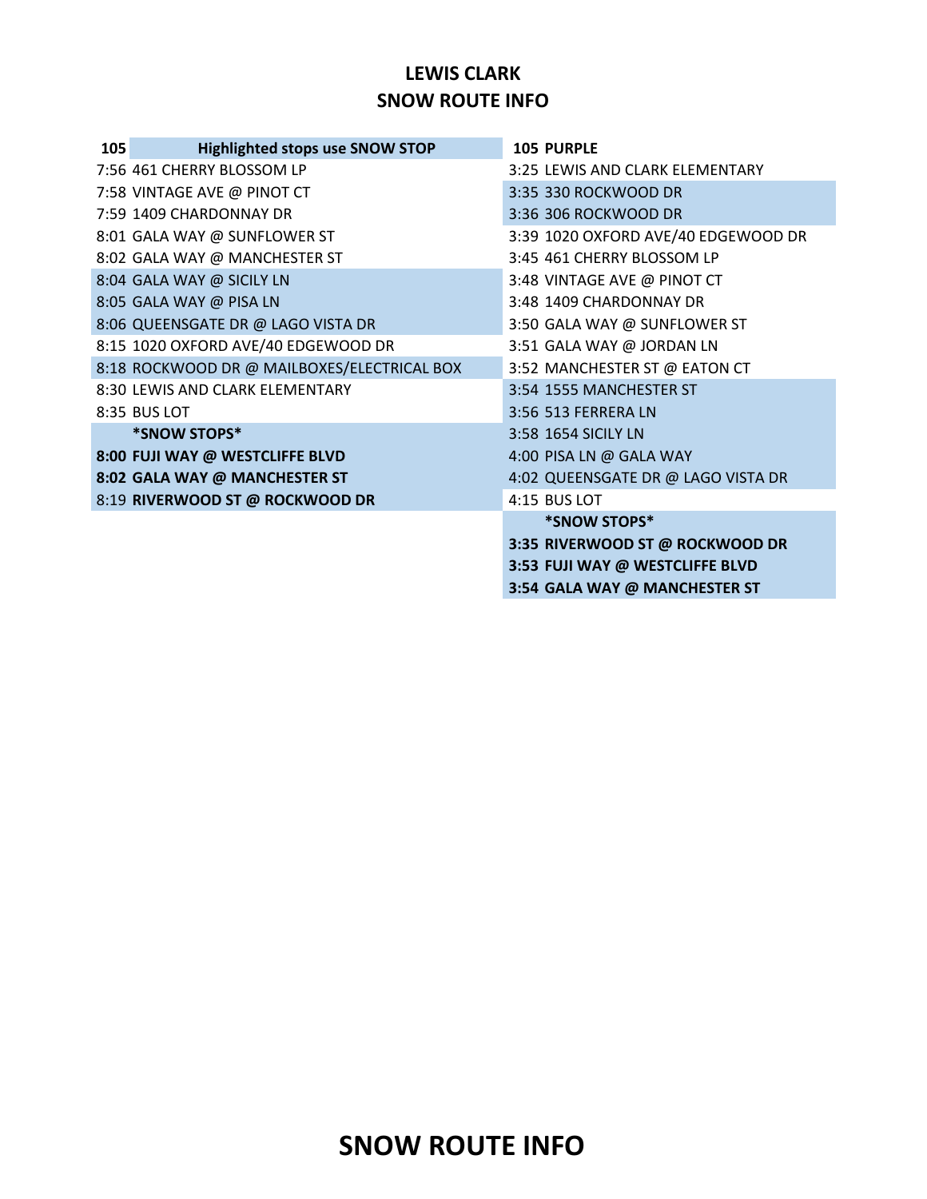# LEWIS CLARK
# SNOW ROUTE INFO

| 105 | Highlighted stops use SNOW STOP |
|---|---|
| 7:56 | 461 CHERRY BLOSSOM LP |
| 7:58 | VINTAGE AVE @ PINOT CT |
| 7:59 | 1409 CHARDONNAY DR |
| 8:01 | GALA WAY @ SUNFLOWER ST |
| 8:02 | GALA WAY @ MANCHESTER ST |
| 8:04 | GALA WAY @ SICILY LN |
| 8:05 | GALA WAY @ PISA LN |
| 8:06 | QUEENSGATE DR @ LAGO VISTA DR |
| 8:15 | 1020 OXFORD AVE/40 EDGEWOOD DR |
| 8:18 | ROCKWOOD DR @ MAILBOXES/ELECTRICAL BOX |
| 8:30 | LEWIS AND CLARK ELEMENTARY |
| 8:35 | BUS LOT |
| | **\*SNOW STOPS\*** |
| **8:00** | **FUJI WAY @ WESTCLIFFE BLVD** |
| **8:02** | **GALA WAY @ MANCHESTER ST** |
| 8:19 | **RIVERWOOD ST @ ROCKWOOD DR** |

| 105 | PURPLE |
|---|---|
| 3:25 | LEWIS AND CLARK ELEMENTARY |
| 3:35 | 330 ROCKWOOD DR |
| 3:36 | 306 ROCKWOOD DR |
| 3:39 | 1020 OXFORD AVE/40 EDGEWOOD DR |
| 3:45 | 461 CHERRY BLOSSOM LP |
| 3:48 | VINTAGE AVE @ PINOT CT |
| 3:48 | 1409 CHARDONNAY DR |
| 3:50 | GALA WAY @ SUNFLOWER ST |
| 3:51 | GALA WAY @ JORDAN LN |
| 3:52 | MANCHESTER ST @ EATON CT |
| 3:54 | 1555 MANCHESTER ST |
| 3:56 | 513 FERRERA LN |
| 3:58 | 1654 SICILY LN |
| 4:00 | PISA LN @ GALA WAY |
| 4:02 | QUEENSGATE DR @ LAGO VISTA DR |
| 4:15 | BUS LOT |
| | **\*SNOW STOPS\*** |
| **3:35** | **RIVERWOOD ST @ ROCKWOOD DR** |
| **3:53** | **FUJI WAY @ WESTCLIFFE BLVD** |
| **3:54** | **GALA WAY @ MANCHESTER ST** |

# SNOW ROUTE INFO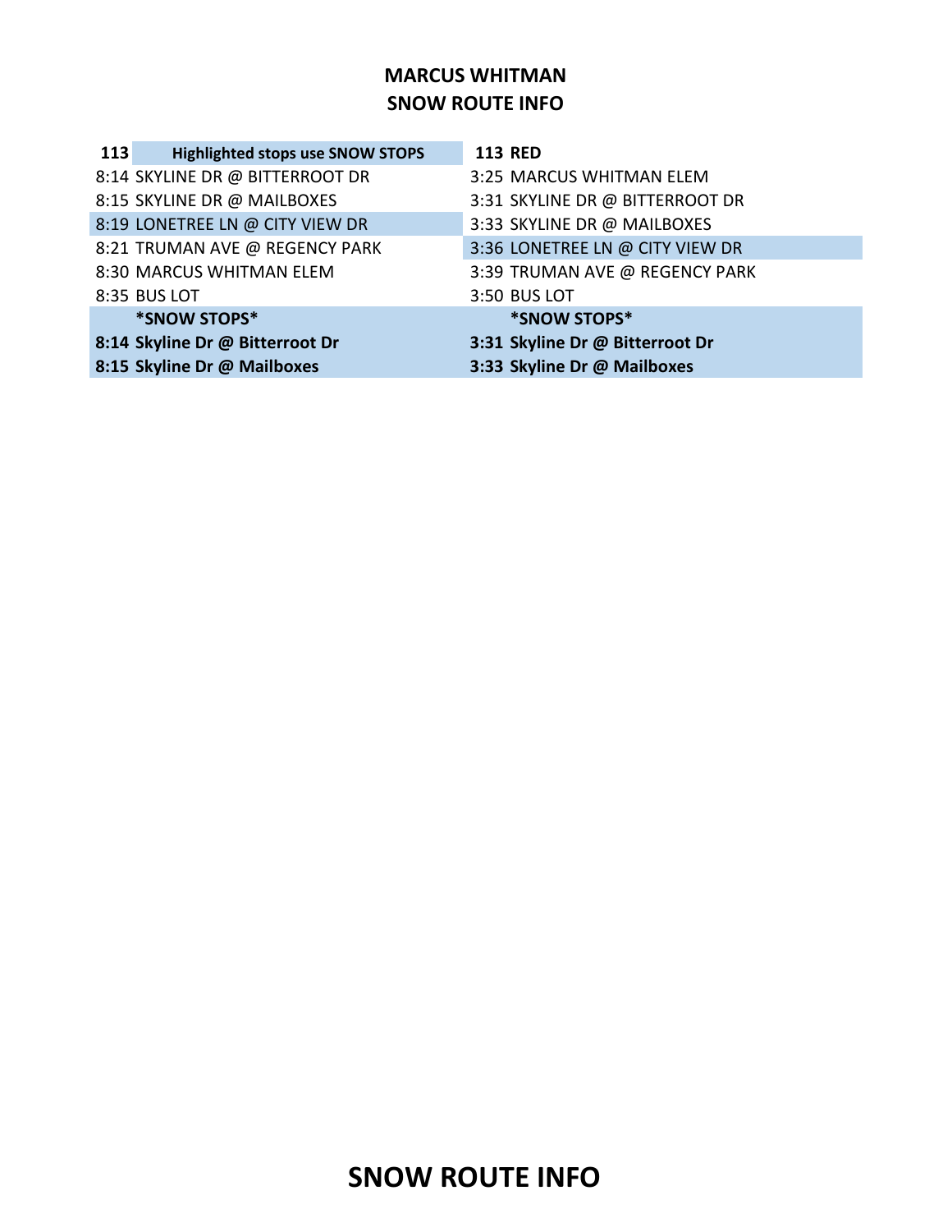# MARCUS WHITMAN
# SNOW ROUTE INFO

| 113 Highlighted stops use SNOW STOPS | 113 RED |
|---|---|
| 8:14 SKYLINE DR @ BITTERROOT DR | 3:25 MARCUS WHITMAN ELEM |
| 8:15 SKYLINE DR @ MAILBOXES | 3:31 SKYLINE DR @ BITTERROOT DR |
| 8:19 LONETREE LN @ CITY VIEW DR | 3:33 SKYLINE DR @ MAILBOXES |
| 8:21 TRUMAN AVE @ REGENCY PARK | 3:36 LONETREE LN @ CITY VIEW DR |
| 8:30 MARCUS WHITMAN ELEM | 3:39 TRUMAN AVE @ REGENCY PARK |
| 8:35 BUS LOT | 3:50 BUS LOT |
| ***SNOW STOPS*** | ***SNOW STOPS*** |
| **8:14 Skyline Dr @ Bitterroot Dr** | **3:31 Skyline Dr @ Bitterroot Dr** |
| **8:15 Skyline Dr @ Mailboxes** | **3:33 Skyline Dr @ Mailboxes** |

# SNOW ROUTE INFO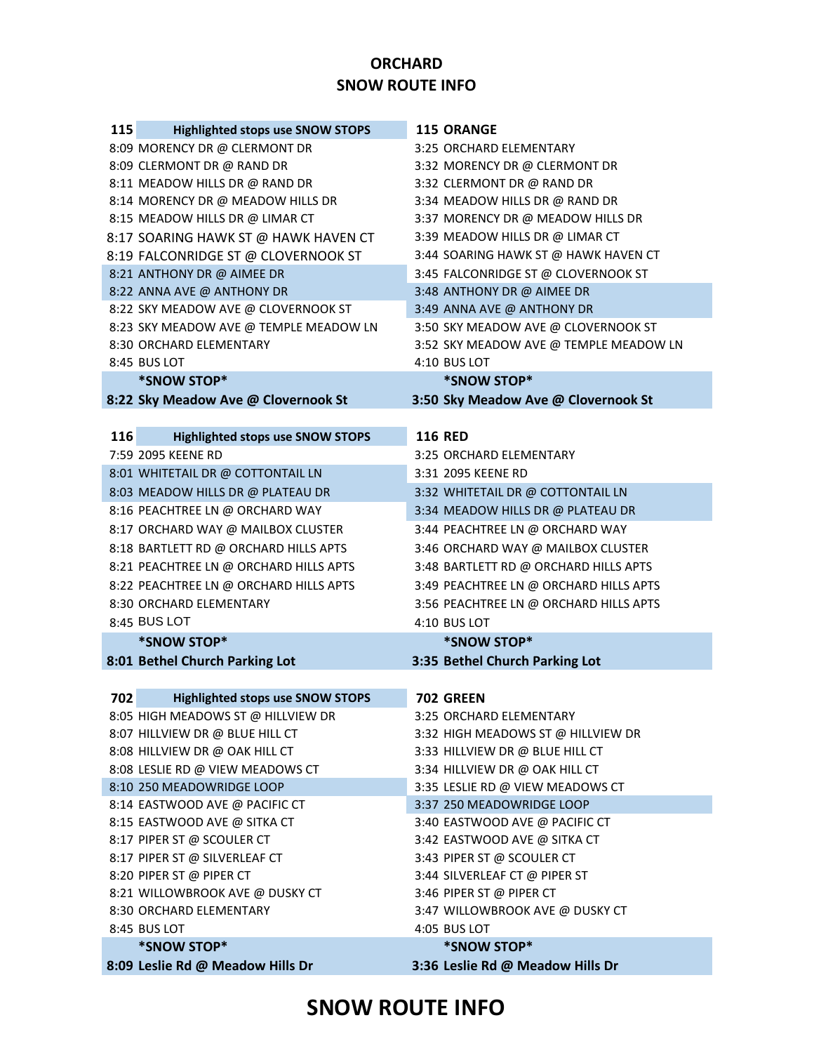# ORCHARD
# SNOW ROUTE INFO

| 115 | Highlighted stops use SNOW STOPS | 115 ORANGE |
|---|---|---|
| 8:09 | MORENCY DR @ CLERMONT DR | 3:25 ORCHARD ELEMENTARY |
| 8:09 | CLERMONT DR @ RAND DR | 3:32 MORENCY DR @ CLERMONT DR |
| 8:11 | MEADOW HILLS DR @ RAND DR | 3:32 CLERMONT DR @ RAND DR |
| 8:14 | MORENCY DR @ MEADOW HILLS DR | 3:34 MEADOW HILLS DR @ RAND DR |
| 8:15 | MEADOW HILLS DR @ LIMAR CT | 3:37 MORENCY DR @ MEADOW HILLS DR |
| 8:17 | SOARING HAWK ST @ HAWK HAVEN CT | 3:39 MEADOW HILLS DR @ LIMAR CT |
| 8:19 | FALCONRIDGE ST @ CLOVERNOOK ST | 3:44 SOARING HAWK ST @ HAWK HAVEN CT |
| 8:21 | ANTHONY DR @ AIMEE DR | 3:45 FALCONRIDGE ST @ CLOVERNOOK ST |
| 8:22 | ANNA AVE @ ANTHONY DR | 3:48 ANTHONY DR @ AIMEE DR |
| 8:22 | SKY MEADOW AVE @ CLOVERNOOK ST | 3:49 ANNA AVE @ ANTHONY DR |
| 8:23 | SKY MEADOW AVE @ TEMPLE MEADOW LN | 3:50 SKY MEADOW AVE @ CLOVERNOOK ST |
| 8:30 | ORCHARD ELEMENTARY | 3:52 SKY MEADOW AVE @ TEMPLE MEADOW LN |
| 8:45 | BUS LOT | 4:10 BUS LOT |
| | ***SNOW STOP*** | ***SNOW STOP*** |
| **8:22** | **Sky Meadow Ave @ Clovernook St** | **3:50 Sky Meadow Ave @ Clovernook St** |

| 116 | Highlighted stops use SNOW STOPS | 116 RED |
|---|---|---|
| 7:59 | 2095 KEENE RD | 3:25 ORCHARD ELEMENTARY |
| 8:01 | WHITETAIL DR @ COTTONTAIL LN | 3:31 2095 KEENE RD |
| 8:03 | MEADOW HILLS DR @ PLATEAU DR | 3:32 WHITETAIL DR @ COTTONTAIL LN |
| 8:16 | PEACHTREE LN @ ORCHARD WAY | 3:34 MEADOW HILLS DR @ PLATEAU DR |
| 8:17 | ORCHARD WAY @ MAILBOX CLUSTER | 3:44 PEACHTREE LN @ ORCHARD WAY |
| 8:18 | BARTLETT RD @ ORCHARD HILLS APTS | 3:46 ORCHARD WAY @ MAILBOX CLUSTER |
| 8:21 | PEACHTREE LN @ ORCHARD HILLS APTS | 3:48 BARTLETT RD @ ORCHARD HILLS APTS |
| 8:22 | PEACHTREE LN @ ORCHARD HILLS APTS | 3:49 PEACHTREE LN @ ORCHARD HILLS APTS |
| 8:30 | ORCHARD ELEMENTARY | 3:56 PEACHTREE LN @ ORCHARD HILLS APTS |
| 8:45 | BUS LOT | 4:10 BUS LOT |
| | ***SNOW STOP*** | ***SNOW STOP*** |
| **8:01** | **Bethel Church Parking Lot** | **3:35 Bethel Church Parking Lot** |

| 702 | Highlighted stops use SNOW STOPS | 702 GREEN |
|---|---|---|
| 8:05 | HIGH MEADOWS ST @ HILLVIEW DR | 3:25 ORCHARD ELEMENTARY |
| 8:07 | HILLVIEW DR @ BLUE HILL CT | 3:32 HIGH MEADOWS ST @ HILLVIEW DR |
| 8:08 | HILLVIEW DR @ OAK HILL CT | 3:33 HILLVIEW DR @ BLUE HILL CT |
| 8:08 | LESLIE RD @ VIEW MEADOWS CT | 3:34 HILLVIEW DR @ OAK HILL CT |
| 8:10 | 250 MEADOWRIDGE LOOP | 3:35 LESLIE RD @ VIEW MEADOWS CT |
| 8:14 | EASTWOOD AVE @ PACIFIC CT | 3:37 250 MEADOWRIDGE LOOP |
| 8:15 | EASTWOOD AVE @ SITKA CT | 3:40 EASTWOOD AVE @ PACIFIC CT |
| 8:17 | PIPER ST @ SCOULER CT | 3:42 EASTWOOD AVE @ SITKA CT |
| 8:17 | PIPER ST @ SILVERLEAF CT | 3:43 PIPER ST @ SCOULER CT |
| 8:20 | PIPER ST @ PIPER CT | 3:44 SILVERLEAF CT @ PIPER ST |
| 8:21 | WILLOWBROOK AVE @ DUSKY CT | 3:46 PIPER ST @ PIPER CT |
| 8:30 | ORCHARD ELEMENTARY | 3:47 WILLOWBROOK AVE @ DUSKY CT |
| 8:45 | BUS LOT | 4:05 BUS LOT |
| | ***SNOW STOP*** | ***SNOW STOP*** |
| **8:09** | **Leslie Rd @ Meadow Hills Dr** | **3:36 Leslie Rd @ Meadow Hills Dr** |

# SNOW ROUTE INFO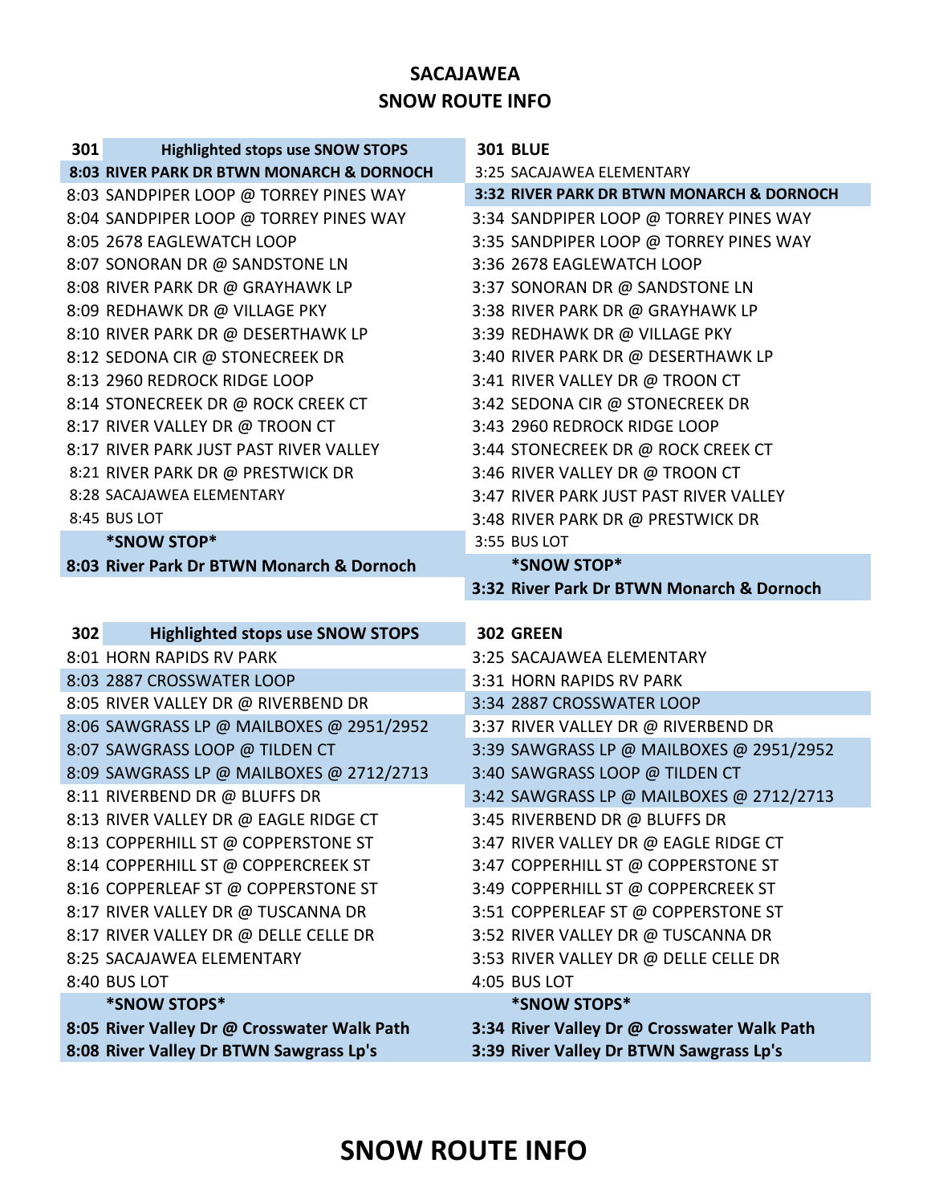# SACAJAWEA
## SNOW ROUTE INFO

| 301 | Highlighted stops use SNOW STOPS | 301 BLUE |
|---|---|---|
| **8:03** | **RIVER PARK DR BTWN MONARCH & DORNOCH** | 3:25 SACAJAWEA ELEMENTARY |
| 8:03 | SANDPIPER LOOP @ TORREY PINES WAY | **3:32 RIVER PARK DR BTWN MONARCH & DORNOCH** |
| 8:04 | SANDPIPER LOOP @ TORREY PINES WAY | 3:34 SANDPIPER LOOP @ TORREY PINES WAY |
| 8:05 | 2678 EAGLEWATCH LOOP | 3:35 SANDPIPER LOOP @ TORREY PINES WAY |
| 8:07 | SONORAN DR @ SANDSTONE LN | 3:36 2678 EAGLEWATCH LOOP |
| 8:08 | RIVER PARK DR @ GRAYHAWK LP | 3:37 SONORAN DR @ SANDSTONE LN |
| 8:09 | REDHAWK DR @ VILLAGE PKY | 3:38 RIVER PARK DR @ GRAYHAWK LP |
| 8:10 | RIVER PARK DR @ DESERTHAWK LP | 3:39 REDHAWK DR @ VILLAGE PKY |
| 8:12 | SEDONA CIR @ STONECREEK DR | 3:40 RIVER PARK DR @ DESERTHAWK LP |
| 8:13 | 2960 REDROCK RIDGE LOOP | 3:41 RIVER VALLEY DR @ TROON CT |
| 8:14 | STONECREEK DR @ ROCK CREEK CT | 3:42 SEDONA CIR @ STONECREEK DR |
| 8:17 | RIVER VALLEY DR @ TROON CT | 3:43 2960 REDROCK RIDGE LOOP |
| 8:17 | RIVER PARK JUST PAST RIVER VALLEY | 3:44 STONECREEK DR @ ROCK CREEK CT |
| 8:21 | RIVER PARK DR @ PRESTWICK DR | 3:46 RIVER VALLEY DR @ TROON CT |
| 8:28 | SACAJAWEA ELEMENTARY | 3:47 RIVER PARK JUST PAST RIVER VALLEY |
| 8:45 | BUS LOT | 3:48 RIVER PARK DR @ PRESTWICK DR |
| | ***SNOW STOP*** | 3:55 BUS LOT |
| **8:03** | **River Park Dr BTWN Monarch & Dornoch** | ***SNOW STOP*** |
| | | **3:32 River Park Dr BTWN Monarch & Dornoch** |

| 302 | Highlighted stops use SNOW STOPS | 302 GREEN |
|---|---|---|
| 8:01 | HORN RAPIDS RV PARK | 3:25 SACAJAWEA ELEMENTARY |
| 8:03 | 2887 CROSSWATER LOOP | 3:31 HORN RAPIDS RV PARK |
| 8:05 | RIVER VALLEY DR @ RIVERBEND DR | 3:34 2887 CROSSWATER LOOP |
| 8:06 | SAWGRASS LP @ MAILBOXES @ 2951/2952 | 3:37 RIVER VALLEY DR @ RIVERBEND DR |
| 8:07 | SAWGRASS LOOP @ TILDEN CT | 3:39 SAWGRASS LP @ MAILBOXES @ 2951/2952 |
| 8:09 | SAWGRASS LP @ MAILBOXES @ 2712/2713 | 3:40 SAWGRASS LOOP @ TILDEN CT |
| 8:11 | RIVERBEND DR @ BLUFFS DR | 3:42 SAWGRASS LP @ MAILBOXES @ 2712/2713 |
| 8:13 | RIVER VALLEY DR @ EAGLE RIDGE CT | 3:45 RIVERBEND DR @ BLUFFS DR |
| 8:13 | COPPERHILL ST @ COPPERSTONE ST | 3:47 RIVER VALLEY DR @ EAGLE RIDGE CT |
| 8:14 | COPPERHILL ST @ COPPERCREEK ST | 3:47 COPPERHILL ST @ COPPERSTONE ST |
| 8:16 | COPPERLEAF ST @ COPPERSTONE ST | 3:49 COPPERHILL ST @ COPPERCREEK ST |
| 8:17 | RIVER VALLEY DR @ TUSCANNA DR | 3:51 COPPERLEAF ST @ COPPERSTONE ST |
| 8:17 | RIVER VALLEY DR @ DELLE CELLE DR | 3:52 RIVER VALLEY DR @ TUSCANNA DR |
| 8:25 | SACAJAWEA ELEMENTARY | 3:53 RIVER VALLEY DR @ DELLE CELLE DR |
| 8:40 | BUS LOT | 4:05 BUS LOT |
| | ***SNOW STOPS*** | ***SNOW STOPS*** |
| **8:05** | **River Valley Dr @ Crosswater Walk Path** | **3:34 River Valley Dr @ Crosswater Walk Path** |
| **8:08** | **River Valley Dr BTWN Sawgrass Lp's** | **3:39 River Valley Dr BTWN Sawgrass Lp's** |

# SNOW ROUTE INFO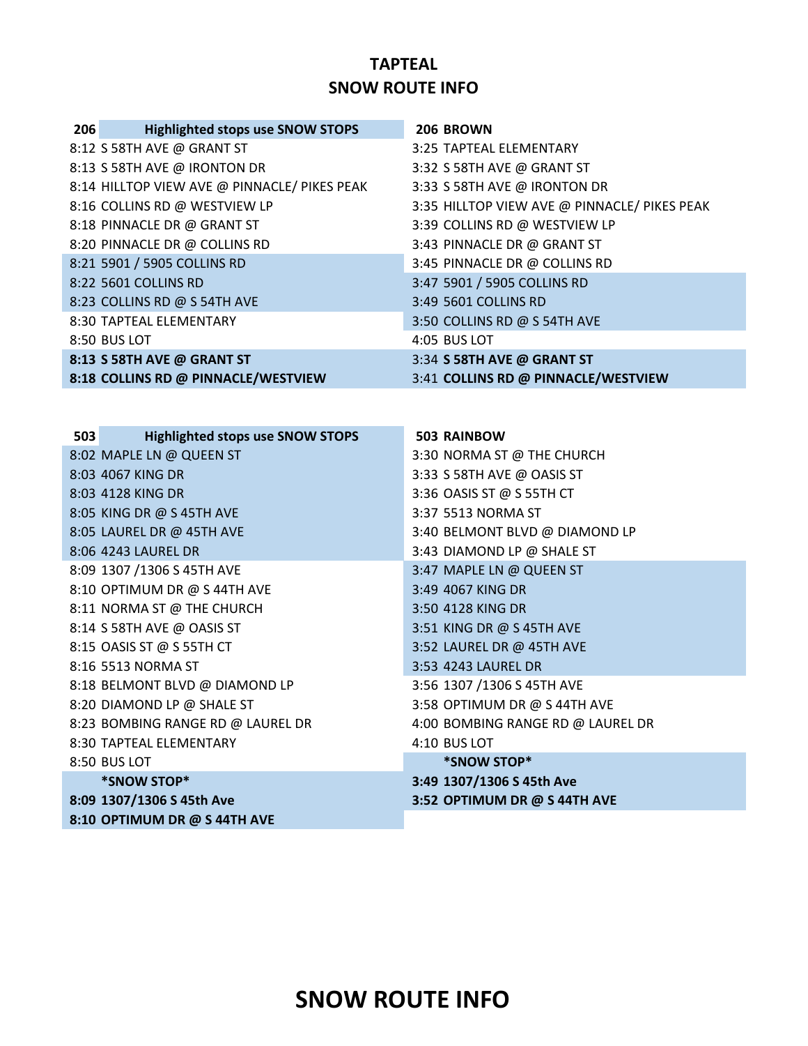# TAPTEAL
## SNOW ROUTE INFO

| 206 Highlighted stops use SNOW STOPS | 206 BROWN |
|---|---|
| 8:12 S 58TH AVE @ GRANT ST | 3:25 TAPTEAL ELEMENTARY |
| 8:13 S 58TH AVE @ IRONTON DR | 3:32 S 58TH AVE @ GRANT ST |
| 8:14 HILLTOP VIEW AVE @ PINNACLE/ PIKES PEAK | 3:33 S 58TH AVE @ IRONTON DR |
| 8:16 COLLINS RD @ WESTVIEW LP | 3:35 HILLTOP VIEW AVE @ PINNACLE/ PIKES PEAK |
| 8:18 PINNACLE DR @ GRANT ST | 3:39 COLLINS RD @ WESTVIEW LP |
| 8:20 PINNACLE DR @ COLLINS RD | 3:43 PINNACLE DR @ GRANT ST |
| 8:21 5901 / 5905 COLLINS RD | 3:45 PINNACLE DR @ COLLINS RD |
| 8:22 5601 COLLINS RD | 3:47 5901 / 5905 COLLINS RD |
| 8:23 COLLINS RD @ S 54TH AVE | 3:49 5601 COLLINS RD |
| 8:30 TAPTEAL ELEMENTARY | 3:50 COLLINS RD @ S 54TH AVE |
| 8:50 BUS LOT | 4:05 BUS LOT |
| **8:13 S 58TH AVE @ GRANT ST** | 3:34 **S 58TH AVE @ GRANT ST** |
| **8:18 COLLINS RD @ PINNACLE/WESTVIEW** | 3:41 **COLLINS RD @ PINNACLE/WESTVIEW** |

| 503 Highlighted stops use SNOW STOPS | 503 RAINBOW |
|---|---|
| 8:02 MAPLE LN @ QUEEN ST | 3:30 NORMA ST @ THE CHURCH |
| 8:03 4067 KING DR | 3:33 S 58TH AVE @ OASIS ST |
| 8:03 4128 KING DR | 3:36 OASIS ST @ S 55TH CT |
| 8:05 KING DR @ S 45TH AVE | 3:37 5513 NORMA ST |
| 8:05 LAUREL DR @ 45TH AVE | 3:40 BELMONT BLVD @ DIAMOND LP |
| 8:06 4243 LAUREL DR | 3:43 DIAMOND LP @ SHALE ST |
| 8:09 1307 /1306 S 45TH AVE | 3:47 MAPLE LN @ QUEEN ST |
| 8:10 OPTIMUM DR @ S 44TH AVE | 3:49 4067 KING DR |
| 8:11 NORMA ST @ THE CHURCH | 3:50 4128 KING DR |
| 8:14 S 58TH AVE @ OASIS ST | 3:51 KING DR @ S 45TH AVE |
| 8:15 OASIS ST @ S 55TH CT | 3:52 LAUREL DR @ 45TH AVE |
| 8:16 5513 NORMA ST | 3:53 4243 LAUREL DR |
| 8:18 BELMONT BLVD @ DIAMOND LP | 3:56 1307 /1306 S 45TH AVE |
| 8:20 DIAMOND LP @ SHALE ST | 3:58 OPTIMUM DR @ S 44TH AVE |
| 8:23 BOMBING RANGE RD @ LAUREL DR | 4:00 BOMBING RANGE RD @ LAUREL DR |
| 8:30 TAPTEAL ELEMENTARY | 4:10 BUS LOT |
| 8:50 BUS LOT | **\*SNOW STOP\*** |
| **\*SNOW STOP\*** | **3:49 1307/1306 S 45th Ave** |
| **8:09 1307/1306 S 45th Ave** | **3:52 OPTIMUM DR @ S 44TH AVE** |
| **8:10 OPTIMUM DR @ S 44TH AVE** | |

# SNOW ROUTE INFO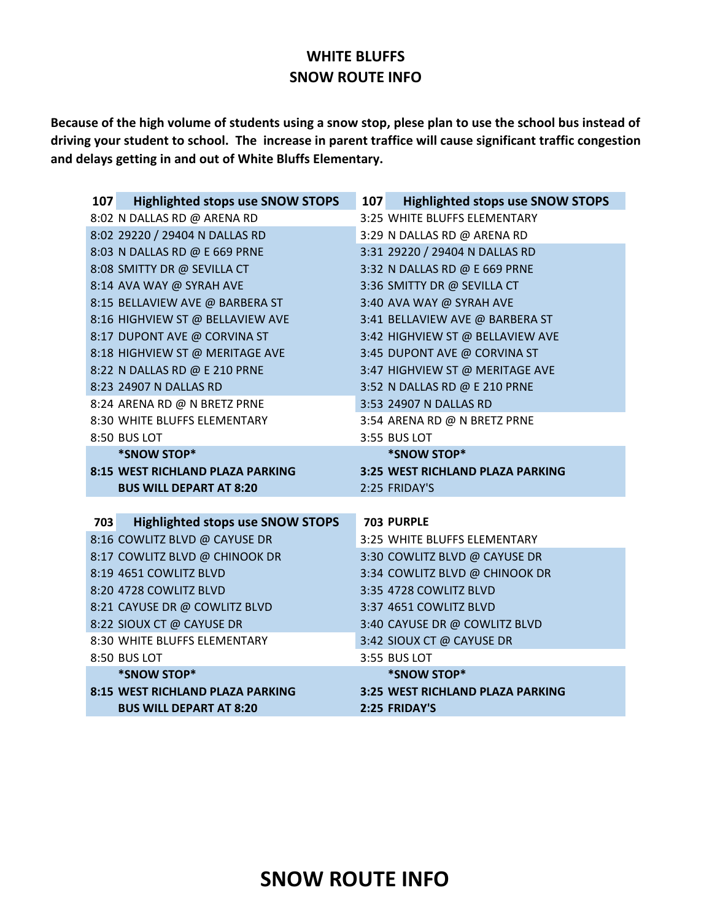# WHITE BLUFFS
# SNOW ROUTE INFO

**Because of the high volume of students using a snow stop, plese plan to use the school bus instead of driving your student to school. The increase in parent traffice will cause significant traffic congestion and delays getting in and out of White Bluffs Elementary.**

| 107 Highlighted stops use SNOW STOPS | 107 Highlighted stops use SNOW STOPS |
|---|---|
| 8:02 N DALLAS RD @ ARENA RD | 3:25 WHITE BLUFFS ELEMENTARY |
| 8:02 29220 / 29404 N DALLAS RD | 3:29 N DALLAS RD @ ARENA RD |
| 8:03 N DALLAS RD @ E 669 PRNE | 3:31 29220 / 29404 N DALLAS RD |
| 8:08 SMITTY DR @ SEVILLA CT | 3:32 N DALLAS RD @ E 669 PRNE |
| 8:14 AVA WAY @ SYRAH AVE | 3:36 SMITTY DR @ SEVILLA CT |
| 8:15 BELLAVIEW AVE @ BARBERA ST | 3:40 AVA WAY @ SYRAH AVE |
| 8:16 HIGHVIEW ST @ BELLAVIEW AVE | 3:41 BELLAVIEW AVE @ BARBERA ST |
| 8:17 DUPONT AVE @ CORVINA ST | 3:42 HIGHVIEW ST @ BELLAVIEW AVE |
| 8:18 HIGHVIEW ST @ MERITAGE AVE | 3:45 DUPONT AVE @ CORVINA ST |
| 8:22 N DALLAS RD @ E 210 PRNE | 3:47 HIGHVIEW ST @ MERITAGE AVE |
| 8:23 24907 N DALLAS RD | 3:52 N DALLAS RD @ E 210 PRNE |
| 8:24 ARENA RD @ N BRETZ PRNE | 3:53 24907 N DALLAS RD |
| 8:30 WHITE BLUFFS ELEMENTARY | 3:54 ARENA RD @ N BRETZ PRNE |
| 8:50 BUS LOT | 3:55 BUS LOT |
| ***SNOW STOP*** | ***SNOW STOP*** |
| **8:15 WEST RICHLAND PLAZA PARKING** | **3:25 WEST RICHLAND PLAZA PARKING** |
| **BUS WILL DEPART AT 8:20** | 2:25 FRIDAY'S |

| 703 Highlighted stops use SNOW STOPS | 703 PURPLE |
|---|---|
| 8:16 COWLITZ BLVD @ CAYUSE DR | 3:25 WHITE BLUFFS ELEMENTARY |
| 8:17 COWLITZ BLVD @ CHINOOK DR | 3:30 COWLITZ BLVD @ CAYUSE DR |
| 8:19 4651 COWLITZ BLVD | 3:34 COWLITZ BLVD @ CHINOOK DR |
| 8:20 4728 COWLITZ BLVD | 3:35 4728 COWLITZ BLVD |
| 8:21 CAYUSE DR @ COWLITZ BLVD | 3:37 4651 COWLITZ BLVD |
| 8:22 SIOUX CT @ CAYUSE DR | 3:40 CAYUSE DR @ COWLITZ BLVD |
| 8:30 WHITE BLUFFS ELEMENTARY | 3:42 SIOUX CT @ CAYUSE DR |
| 8:50 BUS LOT | 3:55 BUS LOT |
| ***SNOW STOP*** | ***SNOW STOP*** |
| **8:15 WEST RICHLAND PLAZA PARKING** | **3:25 WEST RICHLAND PLAZA PARKING** |
| **BUS WILL DEPART AT 8:20** | **2:25 FRIDAY'S** |

# SNOW ROUTE INFO